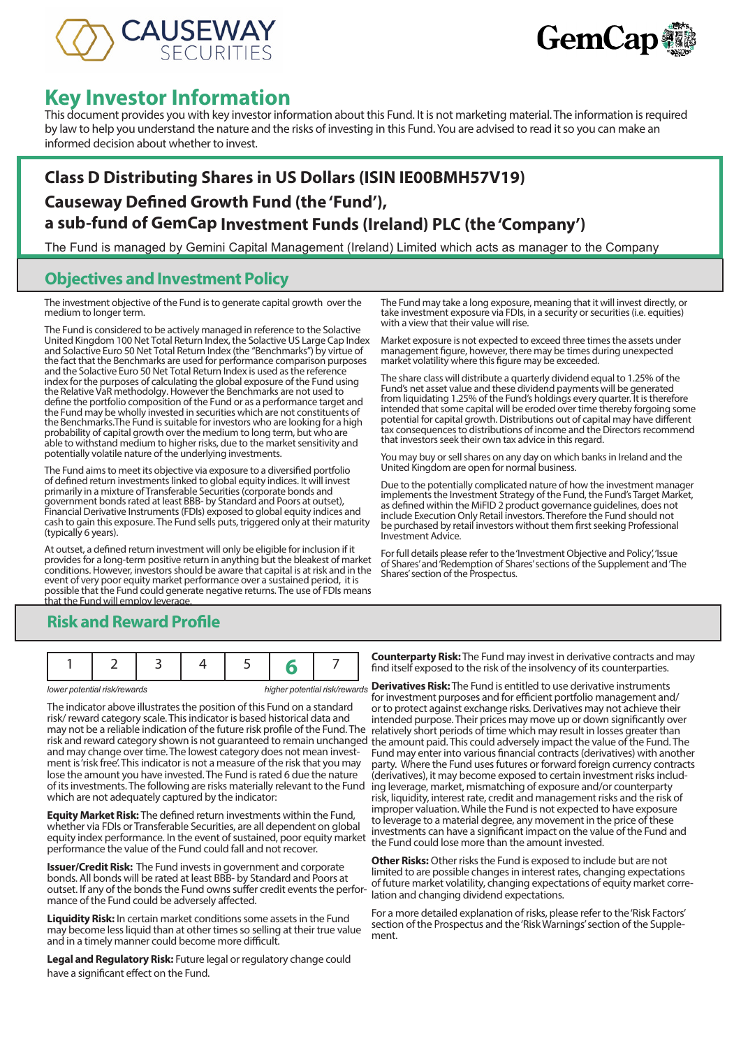# Key Investor Information

This document provides you with key investor information about this Fund. It is not marketing material. The information is required by law to help you understand the nature and the risks of investing in this Fund. You are advised to read it so you can make an informed decision about whether to invest.

## Class D Distributing Shares in US Dollars (ISIN IE00BMH57V19)

## Causeway Defined Growth Fund (the 'Fund'), a sub-fund of GemCap Investment Funds (Ireland) PLC (the 'Company')

The Fund is managed by Gemini Capital Management (Ireland) Limited which acts as manager to the Company

## Objectives and Investment Policy

The investment objective of the Fund is to generate capital growth over the medium to longer term.

The Fund is considered to be actively managed in reference to the Solactive United Kingdom 100 Net Total Return Index, the Solactive US Large Cap Index and Solactive Euro 50 Net Total Return Index (the "Benchmarks") by virtue of the fact that the Benchmarks are used for performance comparison purposes and the Solactive Euro 50 Net Total Return Index is used as the reference index for the purposes of calculating the global exposure of the Fund using the Relative VaR methodology. However the Benchmarks are not used to define the portfolio composition of the Fund or as a performance target and the Fund may be wholly invested in securities which are not constituents of the Benchmarks.The Fund is suitable for investors who are looking for a high probability of capital growth over the medium to long term, but who are able to withstand medium to higher risks, due to the market sensitivity and potentially volatile nature of the underlying investments.

The Fund aims to meet its objective via exposure to a diversified portfolio of defined return investments linked to global equity indices. It will invest primarily in a mixture of Transferable Securities (corporate bonds and government bonds rated at least BBB- by Standard and Poors at outset), Financial Derivative Instruments (FDIs) exposed to global equity indices and cash to gain this exposure. The Fund sells puts, triggered only at their maturity (typically 6 years).

At outset, a defined return investment will only be eligible for inclusion if it provides for a long-term positive return in anything but the bleakest of market conditions. However, investors should be aware that capital is at risk and in the event of very poor equity market performance over a sustained period, it is possible that the Fund could generate negative returns. The use of FDIs means that the Fund will employ leverage.

The Fund may take a long exposure, meaning that it will invest directly, or take investment exposure via FDIs, in a security or securities (i.e. equities) with a view that their value will rise.

Market exposure is not expected to exceed three times the assets under management figure, however, there may be times during unexpected market volatility where this figure may be exceeded.

The share class will distribute a quarterly dividend equal to 1.25% of the Fund's net asset value and these dividend payments will be generated from liquidating 1.25% of the Fund's holdings every quarter. It is therefore intended that some capital will be eroded over time thereby forgoing some potential for capital growth. Distributions out of capital may have different tax consequences to distributions of income and the Directors recommend that investors seek their own tax advice in this regard.

You may buy or sell shares on any day on which banks in Ireland and the United Kingdom are open for normal business.

Due to the potentially complicated nature of how the investment manager implements the Investment Strategy of the Fund, the Fund's Target Market, as defined within the MiFID 2 product governance guidelines, does not include Execution Only Retail investors. Therefore the Fund should not be purchased by retail investors without them first seeking Professional Investment Advice.

For full details please refer to the 'Investment Objective and Policy', 'Issue of Shares' and 'Redemption of Shares' sections of the Supplement and 'The Shares' section of the Prospectus.

## Risk and Reward Profile

| 1 | 2 | 3 | 4 | 5 | **6** | 7 |
|---|---|---|---|---|---|---|

*lower potential risk/rewards* — *higher potential risk/rewards*

The indicator above illustrates the position of this Fund on a standard risk/ reward category scale. This indicator is based historical data and may not be a reliable indication of the future risk profile of the Fund. The risk and reward category shown is not guaranteed to remain unchanged and may change over time. The lowest category does not mean investment is 'risk free'. This indicator is not a measure of the risk that you may lose the amount you have invested. The Fund is rated 6 due the nature of its investments. The following are risks materially relevant to the Fund which are not adequately captured by the indicator:

**Equity Market Risk:** The defined return investments within the Fund, whether via FDIs or Transferable Securities, are all dependent on global equity index performance. In the event of sustained, poor equity market performance the value of the Fund could fall and not recover.

**Issuer/Credit Risk:** The Fund invests in government and corporate bonds. All bonds will be rated at least BBB- by Standard and Poors at outset. If any of the bonds the Fund owns suffer credit events the performance of the Fund could be adversely affected.

**Liquidity Risk:** In certain market conditions some assets in the Fund may become less liquid than at other times so selling at their true value and in a timely manner could become more difficult.

**Legal and Regulatory Risk:** Future legal or regulatory change could have a significant effect on the Fund.

**Counterparty Risk:** The Fund may invest in derivative contracts and may find itself exposed to the risk of the insolvency of its counterparties.

**Derivatives Risk:** The Fund is entitled to use derivative instruments for investment purposes and for efficient portfolio management and/ or to protect against exchange risks. Derivatives may not achieve their intended purpose. Their prices may move up or down significantly over relatively short periods of time which may result in losses greater than the amount paid. This could adversely impact the value of the Fund. The Fund may enter into various financial contracts (derivatives) with another party. Where the Fund uses futures or forward foreign currency contracts (derivatives), it may become exposed to certain investment risks including leverage, market, mismatching of exposure and/or counterparty risk, liquidity, interest rate, credit and management risks and the risk of improper valuation. While the Fund is not expected to have exposure to leverage to a material degree, any movement in the price of these investments can have a significant impact on the value of the Fund and the Fund could lose more than the amount invested.

**Other Risks:** Other risks the Fund is exposed to include but are not limited to are possible changes in interest rates, changing expectations of future market volatility, changing expectations of equity market correlation and changing dividend expectations.

For a more detailed explanation of risks, please refer to the 'Risk Factors' section of the Prospectus and the 'Risk Warnings' section of the Supplement.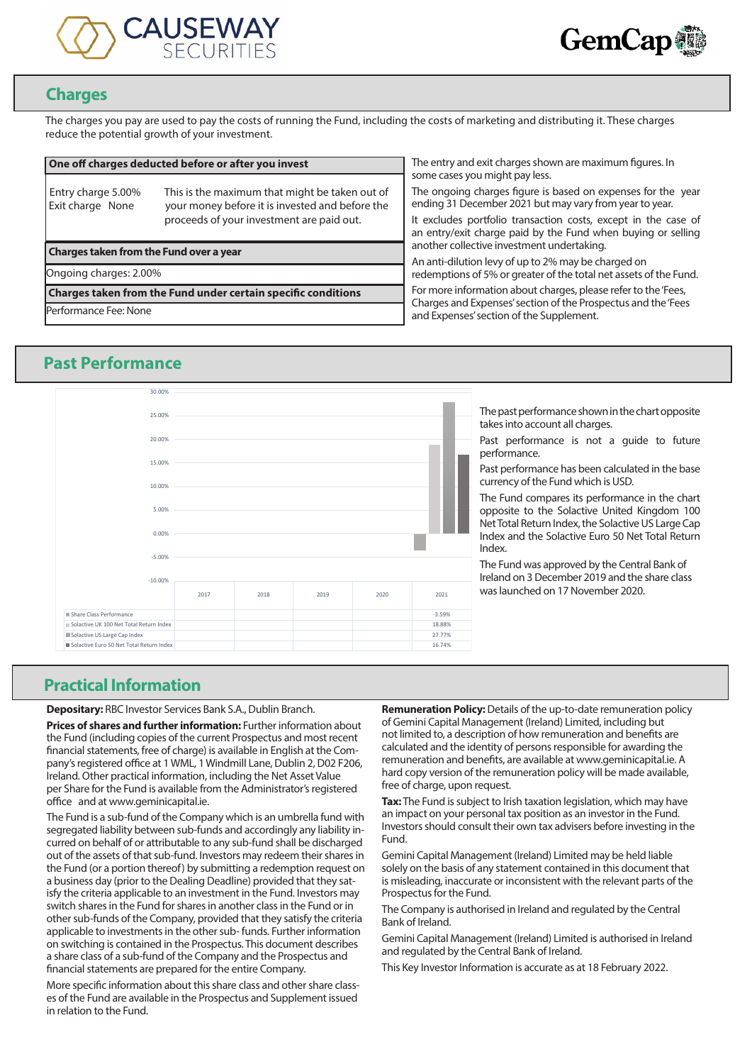## Charges

The charges you pay are used to pay the costs of running the Fund, including the costs of marketing and distributing it. These charges reduce the potential growth of your investment.

| One off charges deducted before or after you invest | |
|---|---|
| Entry charge 5.00%<br>Exit charge None | This is the maximum that might be taken out of your money before it is invested and before the proceeds of your investment are paid out. |
| **Charges taken from the Fund over a year** | |
| Ongoing charges: 2.00% | |
| **Charges taken from the Fund under certain specific conditions** | |
| Performance Fee: None | |

The entry and exit charges shown are maximum figures. In some cases you might pay less.

The ongoing charges figure is based on expenses for the year ending 31 December 2021 but may vary from year to year.

It excludes portfolio transaction costs, except in the case of an entry/exit charge paid by the Fund when buying or selling another collective investment undertaking.

An anti-dilution levy of up to 2% may be charged on redemptions of 5% or greater of the total net assets of the Fund.

For more information about charges, please refer to the 'Fees, Charges and Expenses' section of the Prospectus and the 'Fees and Expenses' section of the Supplement.

## Past Performance

30.00%
25.00%
20.00%
15.00%
10.00%
5.00%
0.00%
-5.00%
-10.00%

2017 2018 2019 2020 2021

Share Class Performance -3.59%
Solactive UK 100 Net Total Return Index 18.88%
Solactive US Large Cap Index 27.77%
Solactive Euro 50 Net Total Return Index 16.74%

The past performance shown in the chart opposite takes into account all charges.

Past performance is not a guide to future performance.

Past performance has been calculated in the base currency of the Fund which is USD.

The Fund compares its performance in the chart opposite to the Solactive United Kingdom 100 Net Total Return Index, the Solactive US Large Cap Index and the Solactive Euro 50 Net Total Return Index.

The Fund was approved by the Central Bank of Ireland on 3 December 2019 and the share class was launched on 17 November 2020.

## Practical Information

**Depositary:** RBC Investor Services Bank S.A., Dublin Branch.

**Prices of shares and further information:** Further information about the Fund (including copies of the current Prospectus and most recent financial statements, free of charge) is available in English at the Company's registered office at 1 WML, 1 Windmill Lane, Dublin 2, D02 F206, Ireland. Other practical information, including the Net Asset Value per Share for the Fund is available from the Administrator's registered office and at www.geminicapital.ie.

The Fund is a sub-fund of the Company which is an umbrella fund with segregated liability between sub-funds and accordingly any liability incurred on behalf of or attributable to any sub-fund shall be discharged out of the assets of that sub-fund. Investors may redeem their shares in the Fund (or a portion thereof) by submitting a redemption request on a business day (prior to the Dealing Deadline) provided that they satisfy the criteria applicable to an investment in the Fund. Investors may switch shares in the Fund for shares in another class in the Fund or in other sub-funds of the Company, provided that they satisfy the criteria applicable to investments in the other sub- funds. Further information on switching is contained in the Prospectus. This document describes a share class of a sub-fund of the Company and the Prospectus and financial statements are prepared for the entire Company.

More specific information about this share class and other share classes of the Fund are available in the Prospectus and Supplement issued in relation to the Fund.

**Remuneration Policy:** Details of the up-to-date remuneration policy of Gemini Capital Management (Ireland) Limited, including but not limited to, a description of how remuneration and benefits are calculated and the identity of persons responsible for awarding the remuneration and benefits, are available at www.geminicapital.ie. A hard copy version of the remuneration policy will be made available, free of charge, upon request.

**Tax:** The Fund is subject to Irish taxation legislation, which may have an impact on your personal tax position as an investor in the Fund. Investors should consult their own tax advisers before investing in the Fund.

Gemini Capital Management (Ireland) Limited may be held liable solely on the basis of any statement contained in this document that is misleading, inaccurate or inconsistent with the relevant parts of the Prospectus for the Fund.

The Company is authorised in Ireland and regulated by the Central Bank of Ireland.

Gemini Capital Management (Ireland) Limited is authorised in Ireland and regulated by the Central Bank of Ireland.

This Key Investor Information is accurate as at 18 February 2022.